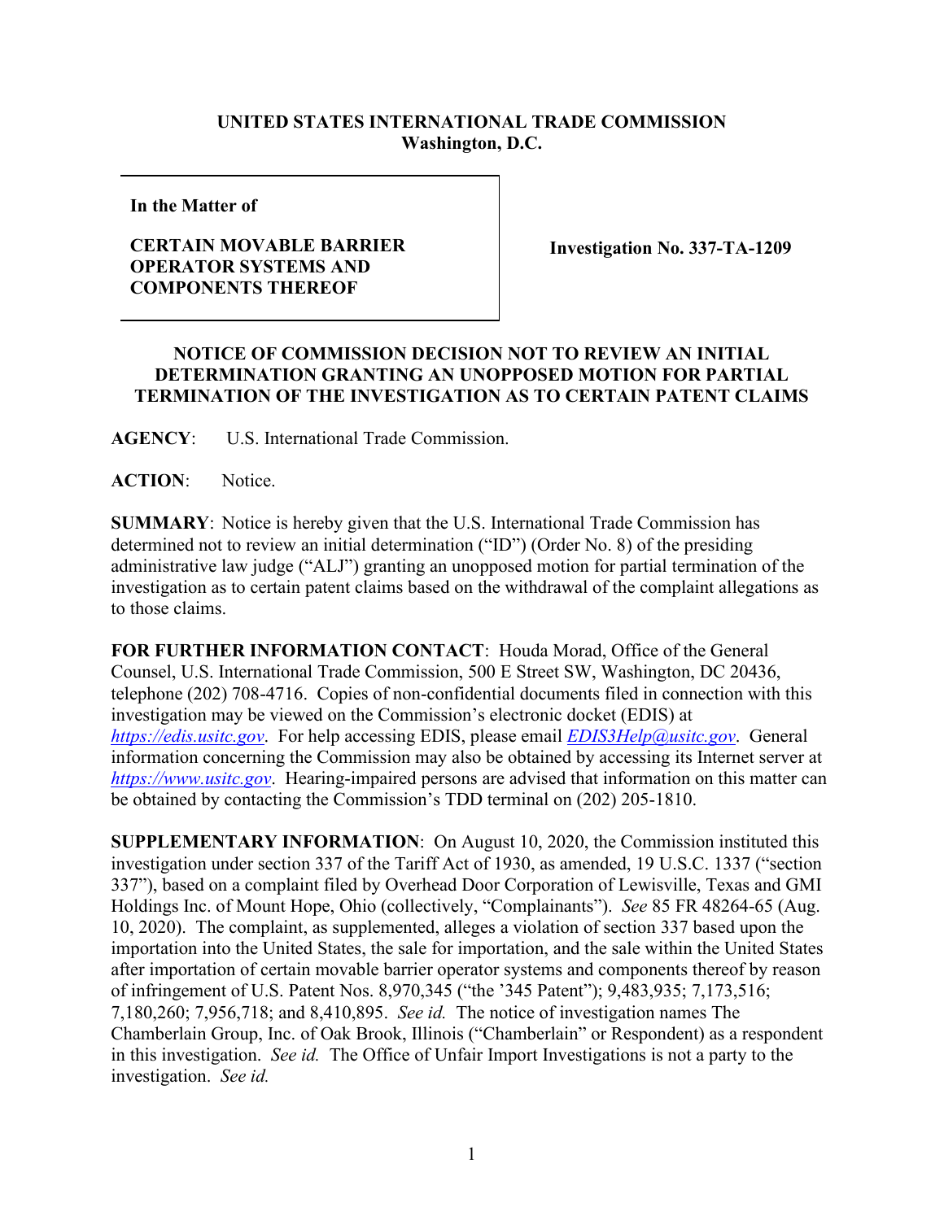**UNITED STATES INTERNATIONAL TRADE COMMISSION**
**Washington, D.C.**

| **In the Matter of**<br><br>**CERTAIN MOVABLE BARRIER OPERATOR SYSTEMS AND COMPONENTS THEREOF** | **Investigation No. 337-TA-1209** |
|---|---|

**NOTICE OF COMMISSION DECISION NOT TO REVIEW AN INITIAL DETERMINATION GRANTING AN UNOPPOSED MOTION FOR PARTIAL TERMINATION OF THE INVESTIGATION AS TO CERTAIN PATENT CLAIMS**

**AGENCY**: U.S. International Trade Commission.

**ACTION**: Notice.

**SUMMARY**: Notice is hereby given that the U.S. International Trade Commission has determined not to review an initial determination ("ID") (Order No. 8) of the presiding administrative law judge ("ALJ") granting an unopposed motion for partial termination of the investigation as to certain patent claims based on the withdrawal of the complaint allegations as to those claims.

**FOR FURTHER INFORMATION CONTACT**: Houda Morad, Office of the General Counsel, U.S. International Trade Commission, 500 E Street SW, Washington, DC 20436, telephone (202) 708-4716. Copies of non-confidential documents filed in connection with this investigation may be viewed on the Commission's electronic docket (EDIS) at *https://edis.usitc.gov*. For help accessing EDIS, please email *EDIS3Help@usitc.gov*. General information concerning the Commission may also be obtained by accessing its Internet server at *https://www.usitc.gov*. Hearing-impaired persons are advised that information on this matter can be obtained by contacting the Commission's TDD terminal on (202) 205-1810.

**SUPPLEMENTARY INFORMATION**: On August 10, 2020, the Commission instituted this investigation under section 337 of the Tariff Act of 1930, as amended, 19 U.S.C. 1337 ("section 337"), based on a complaint filed by Overhead Door Corporation of Lewisville, Texas and GMI Holdings Inc. of Mount Hope, Ohio (collectively, "Complainants"). *See* 85 FR 48264-65 (Aug. 10, 2020). The complaint, as supplemented, alleges a violation of section 337 based upon the importation into the United States, the sale for importation, and the sale within the United States after importation of certain movable barrier operator systems and components thereof by reason of infringement of U.S. Patent Nos. 8,970,345 ("the '345 Patent"); 9,483,935; 7,173,516; 7,180,260; 7,956,718; and 8,410,895. *See id.* The notice of investigation names The Chamberlain Group, Inc. of Oak Brook, Illinois ("Chamberlain" or Respondent) as a respondent in this investigation. *See id.* The Office of Unfair Import Investigations is not a party to the investigation. *See id.*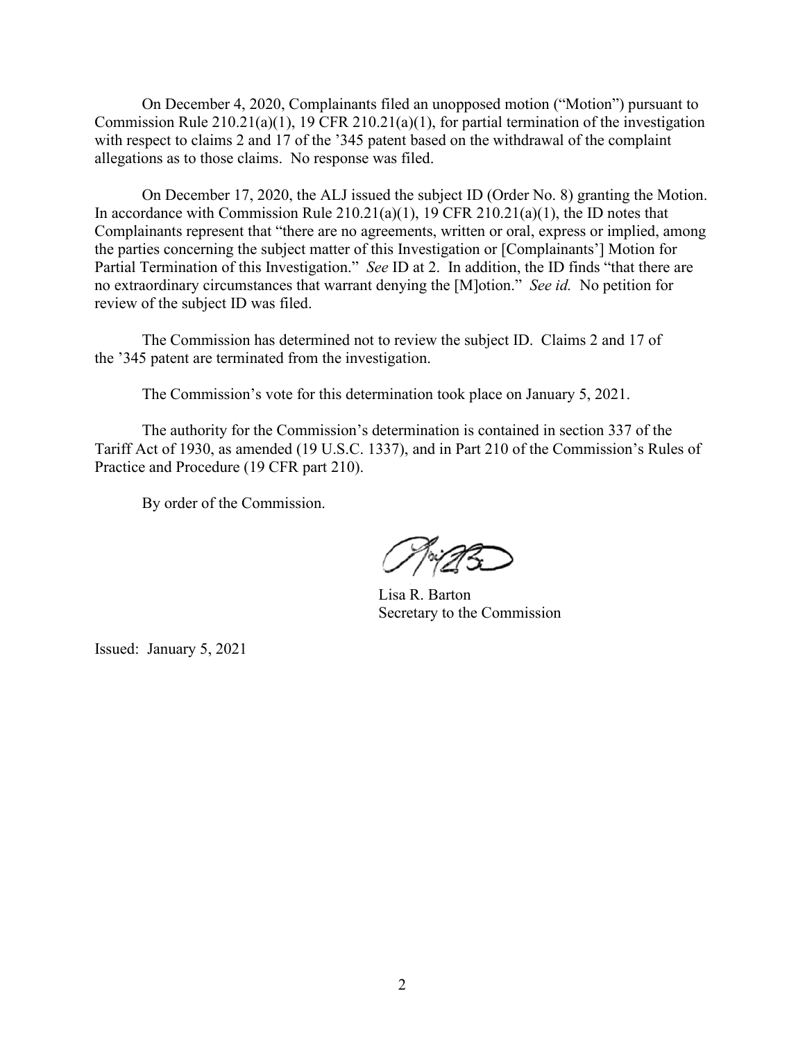On December 4, 2020, Complainants filed an unopposed motion ("Motion") pursuant to Commission Rule 210.21(a)(1), 19 CFR 210.21(a)(1), for partial termination of the investigation with respect to claims 2 and 17 of the '345 patent based on the withdrawal of the complaint allegations as to those claims. No response was filed.

On December 17, 2020, the ALJ issued the subject ID (Order No. 8) granting the Motion. In accordance with Commission Rule 210.21(a)(1), 19 CFR 210.21(a)(1), the ID notes that Complainants represent that "there are no agreements, written or oral, express or implied, among the parties concerning the subject matter of this Investigation or [Complainants'] Motion for Partial Termination of this Investigation." *See* ID at 2. In addition, the ID finds "that there are no extraordinary circumstances that warrant denying the [M]otion." *See id.* No petition for review of the subject ID was filed.

The Commission has determined not to review the subject ID. Claims 2 and 17 of the '345 patent are terminated from the investigation.

The Commission's vote for this determination took place on January 5, 2021.

The authority for the Commission's determination is contained in section 337 of the Tariff Act of 1930, as amended (19 U.S.C. 1337), and in Part 210 of the Commission's Rules of Practice and Procedure (19 CFR part 210).

By order of the Commission.

Lisa R. Barton
Secretary to the Commission

Issued: January 5, 2021